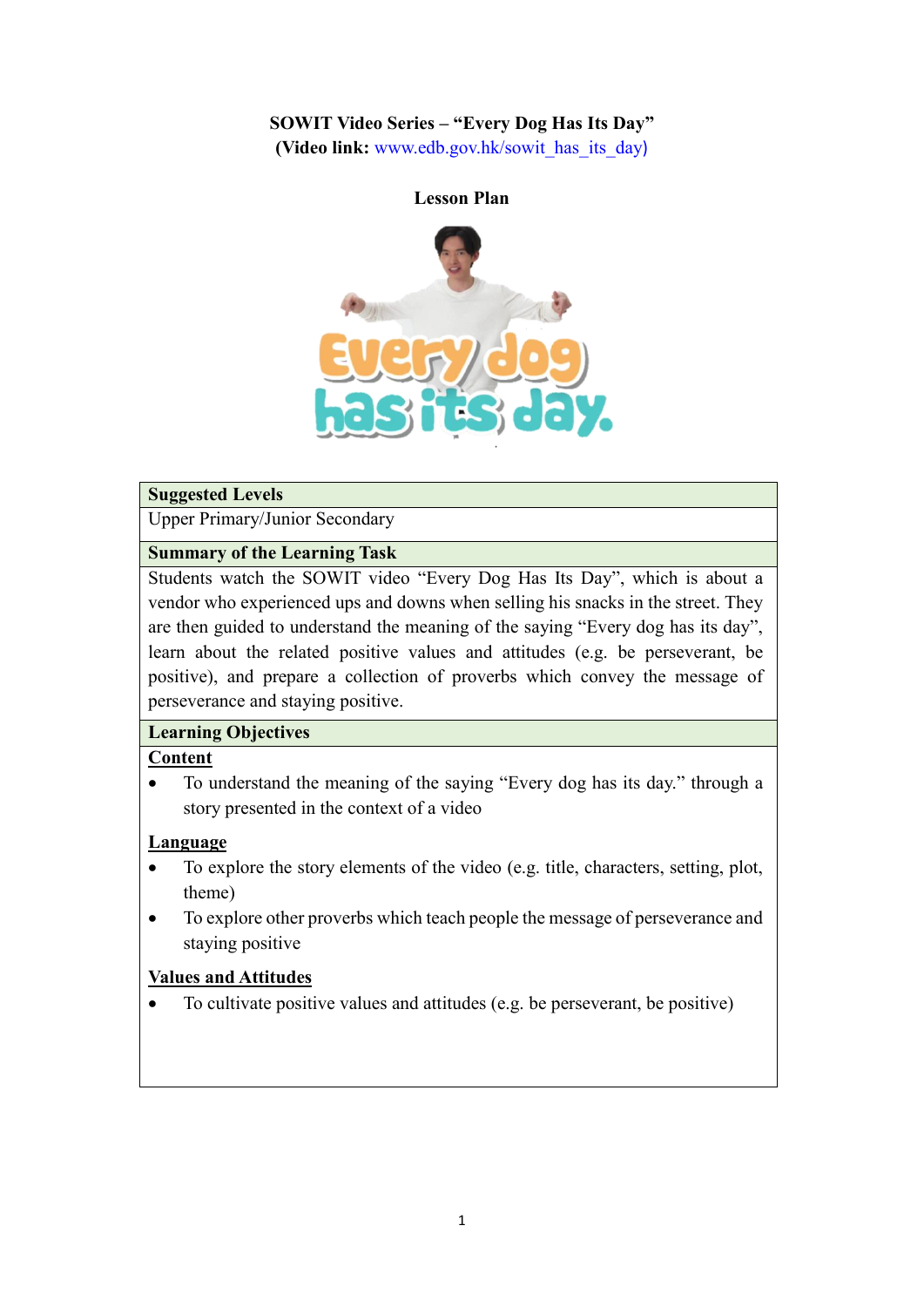**SOWIT Video Series – "Every Dog Has Its Day"**
**(Video link:** www.edb.gov.hk/sowit_has_its_day)

**Lesson Plan**

| **Suggested Levels** |
|---|
| Upper Primary/Junior Secondary |
| **Summary of the Learning Task** |
| Students watch the SOWIT video "Every Dog Has Its Day", which is about a vendor who experienced ups and downs when selling his snacks in the street. They are then guided to understand the meaning of the saying "Every dog has its day", learn about the related positive values and attitudes (e.g. be perseverant, be positive), and prepare a collection of proverbs which convey the message of perseverance and staying positive. |
| **Learning Objectives** |
| <u>**Content**</u><br>• To understand the meaning of the saying "Every dog has its day." through a story presented in the context of a video<br><br><u>**Language**</u><br>• To explore the story elements of the video (e.g. title, characters, setting, plot, theme)<br>• To explore other proverbs which teach people the message of perseverance and staying positive<br><br><u>**Values and Attitudes**</u><br>• To cultivate positive values and attitudes (e.g. be perseverant, be positive) |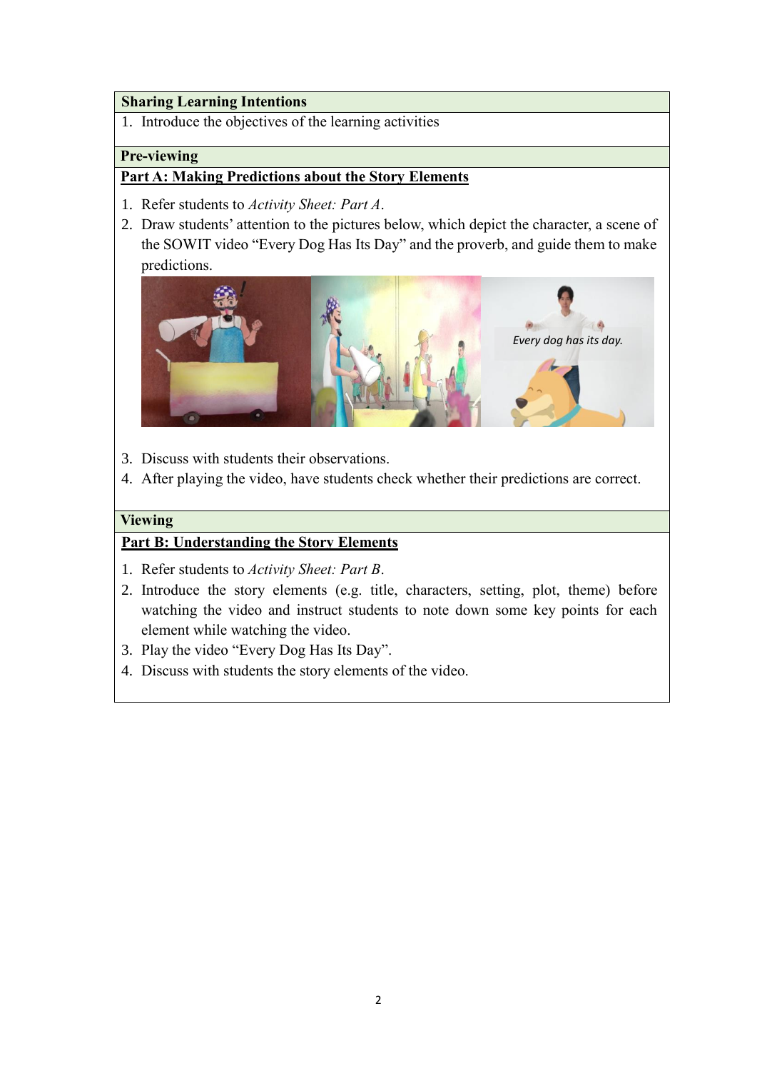**Sharing Learning Intentions**

1. Introduce the objectives of the learning activities

**Pre-viewing**

**Part A: Making Predictions about the Story Elements**

1. Refer students to *Activity Sheet: Part A*.
2. Draw students' attention to the pictures below, which depict the character, a scene of the SOWIT video "Every Dog Has Its Day" and the proverb, and guide them to make predictions.
3. Discuss with students their observations.
4. After playing the video, have students check whether their predictions are correct.

**Viewing**

**Part B: Understanding the Story Elements**

1. Refer students to *Activity Sheet: Part B*.
2. Introduce the story elements (e.g. title, characters, setting, plot, theme) before watching the video and instruct students to note down some key points for each element while watching the video.
3. Play the video "Every Dog Has Its Day".
4. Discuss with students the story elements of the video.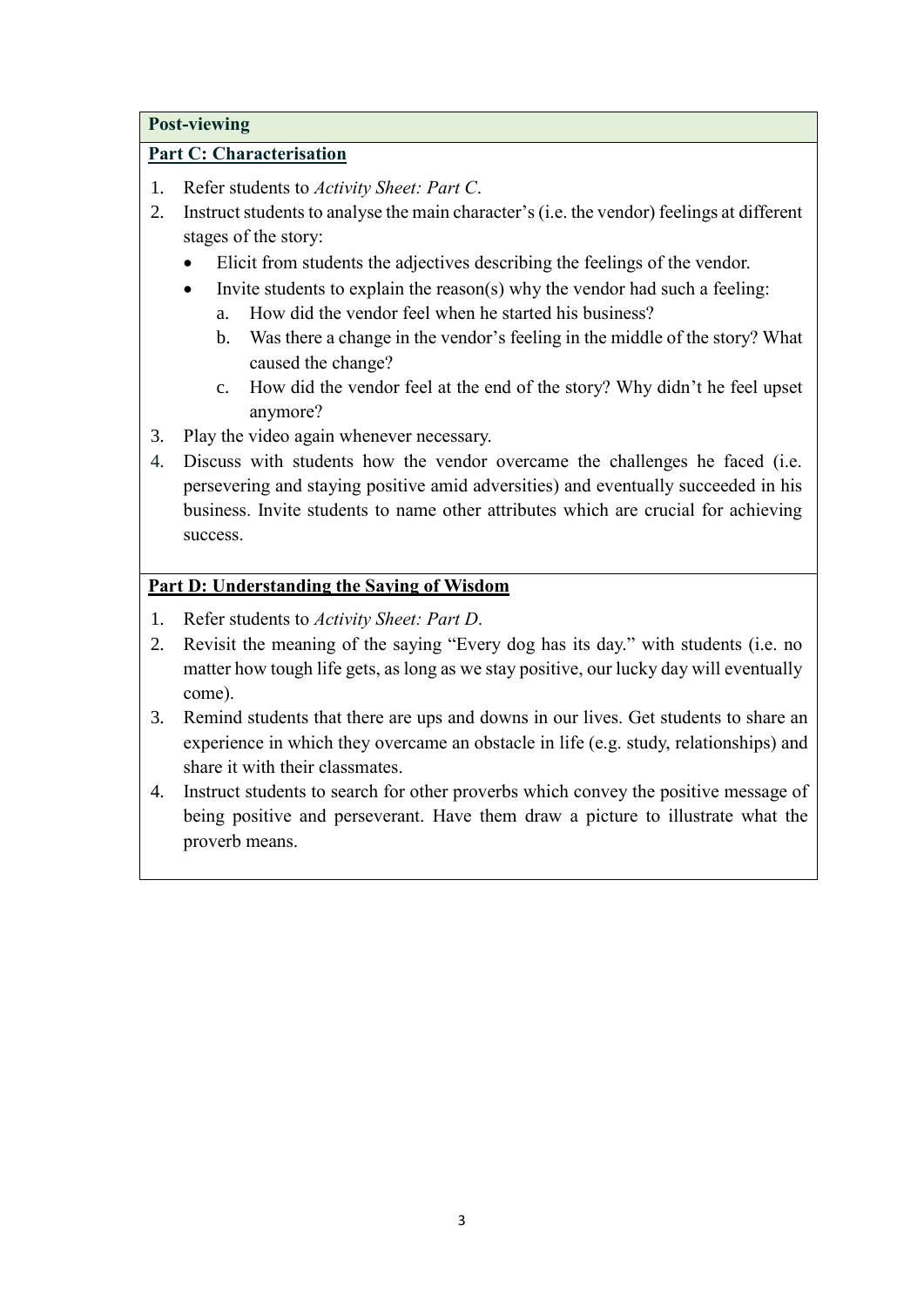**Post-viewing**

**Part C: Characterisation**

1. Refer students to *Activity Sheet: Part C*.
2. Instruct students to analyse the main character's (i.e. the vendor) feelings at different stages of the story:
   - Elicit from students the adjectives describing the feelings of the vendor.
   - Invite students to explain the reason(s) why the vendor had such a feeling:
     a. How did the vendor feel when he started his business?
     b. Was there a change in the vendor's feeling in the middle of the story? What caused the change?
     c. How did the vendor feel at the end of the story? Why didn't he feel upset anymore?
3. Play the video again whenever necessary.
4. Discuss with students how the vendor overcame the challenges he faced (i.e. persevering and staying positive amid adversities) and eventually succeeded in his business. Invite students to name other attributes which are crucial for achieving success.

**Part D: Understanding the Saying of Wisdom**

1. Refer students to *Activity Sheet: Part D*.
2. Revisit the meaning of the saying "Every dog has its day." with students (i.e. no matter how tough life gets, as long as we stay positive, our lucky day will eventually come).
3. Remind students that there are ups and downs in our lives. Get students to share an experience in which they overcame an obstacle in life (e.g. study, relationships) and share it with their classmates.
4. Instruct students to search for other proverbs which convey the positive message of being positive and perseverant. Have them draw a picture to illustrate what the proverb means.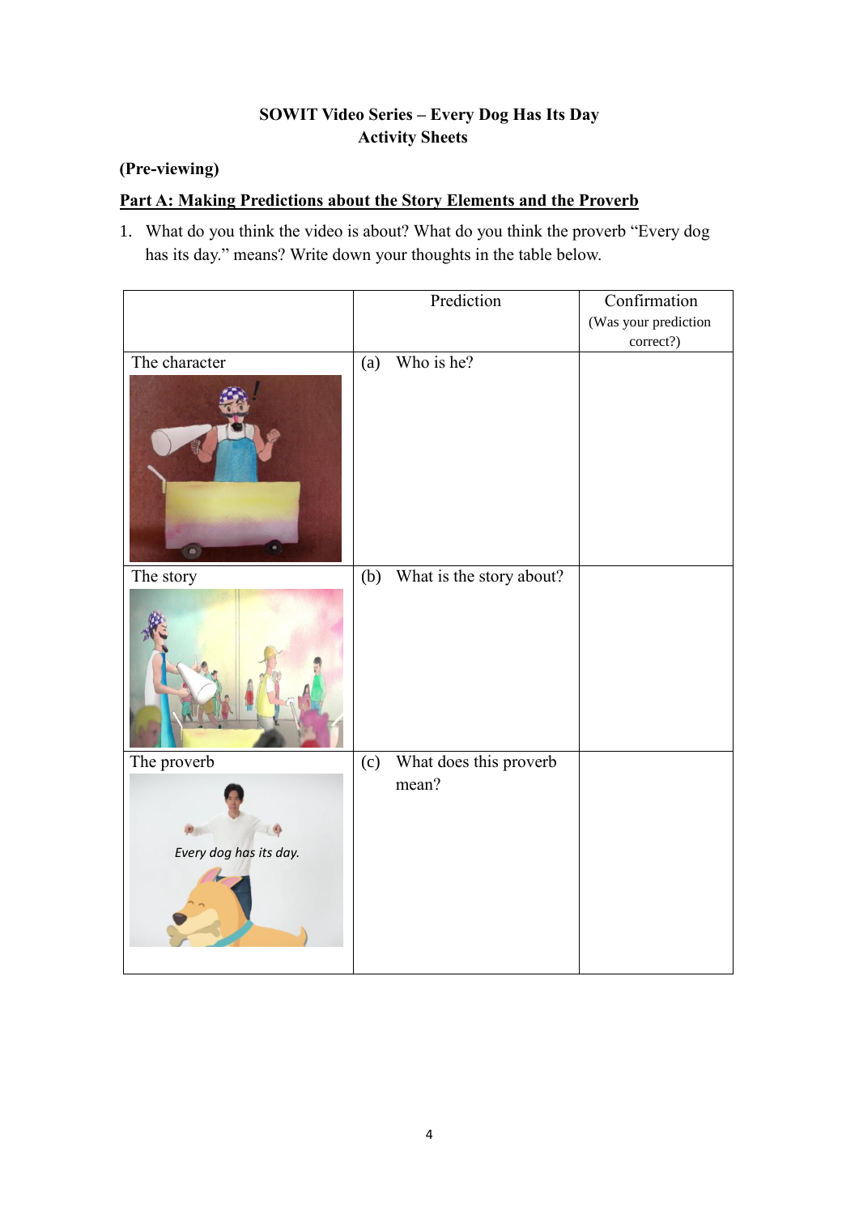**SOWIT Video Series – Every Dog Has Its Day**
**Activity Sheets**

**(Pre-viewing)**

**Part A: Making Predictions about the Story Elements and the Proverb**

1. What do you think the video is about? What do you think the proverb "Every dog has its day." means? Write down your thoughts in the table below.

| | Prediction | Confirmation (Was your prediction correct?) |
|---|---|---|
| The character | (a) Who is he? | |
| The story | (b) What is the story about? | |
| The proverb | (c) What does this proverb mean? | |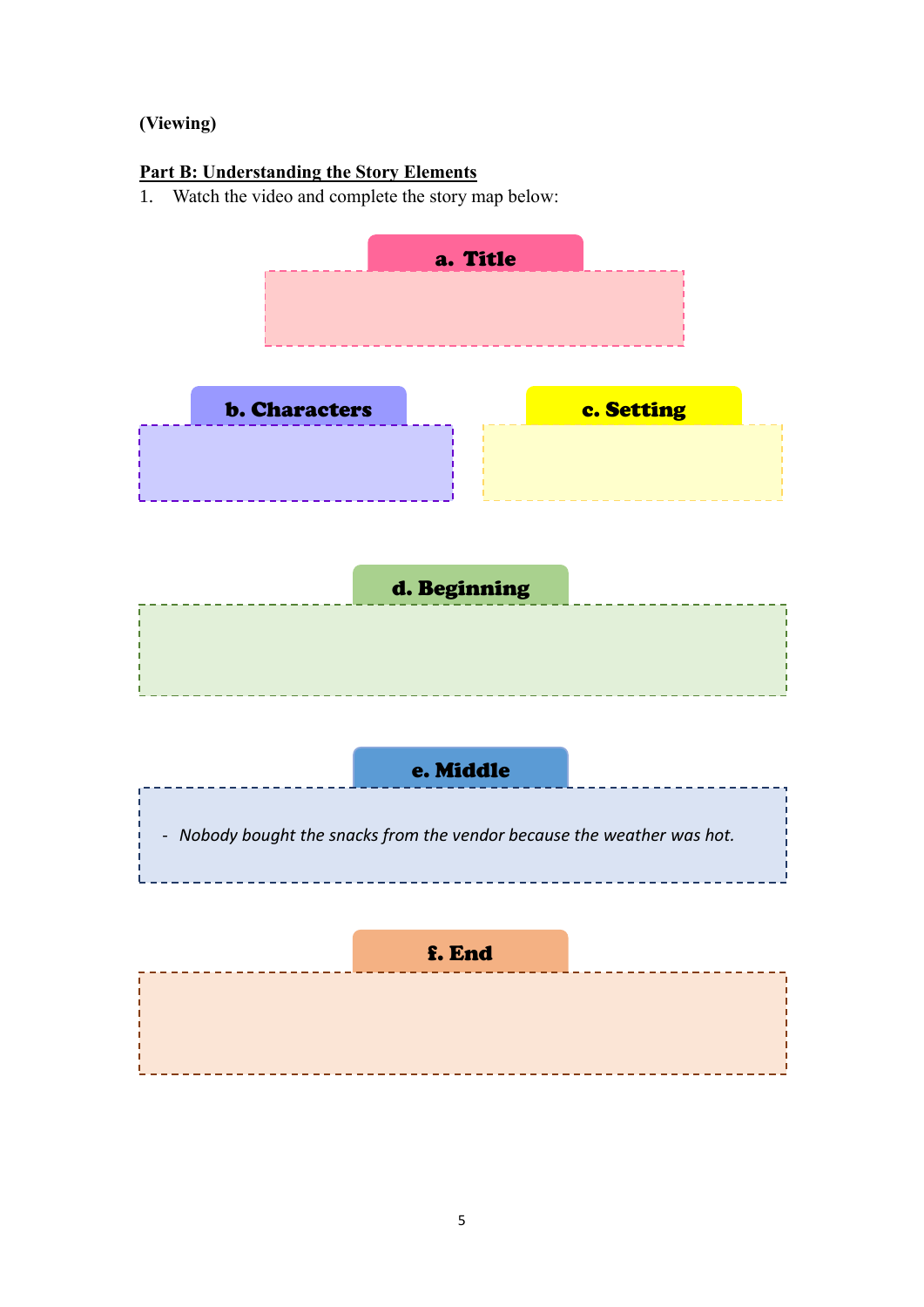**(Viewing)**

**Part B: Understanding the Story Elements**

1. Watch the video and complete the story map below:

**a. Title**

**b. Characters**

**c. Setting**

**d. Beginning**

**e. Middle**

- *Nobody bought the snacks from the vendor because the weather was hot.*

**f. End**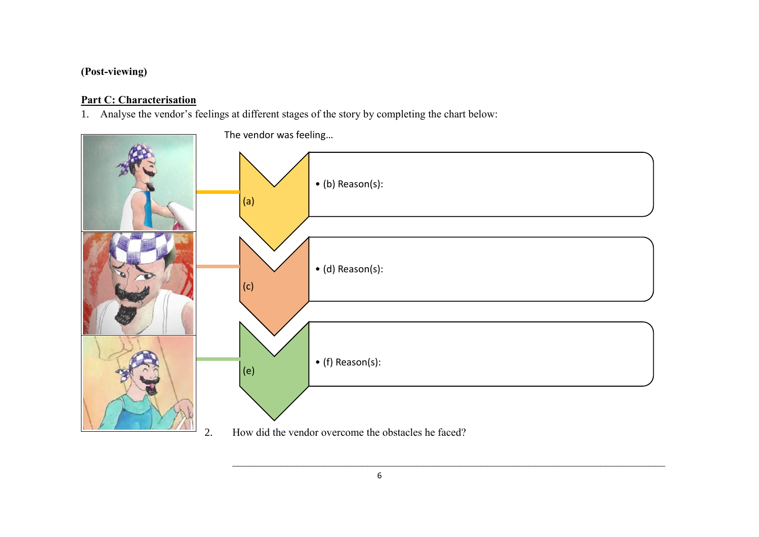**(Post-viewing)**

**Part C: Characterisation**

1. Analyse the vendor's feelings at different stages of the story by completing the chart below:

The vendor was feeling…

(a)

- (b) Reason(s):

(c)

- (d) Reason(s):

(e)

- (f) Reason(s):

2. How did the vendor overcome the obstacles he faced?

______________________________________________________________________________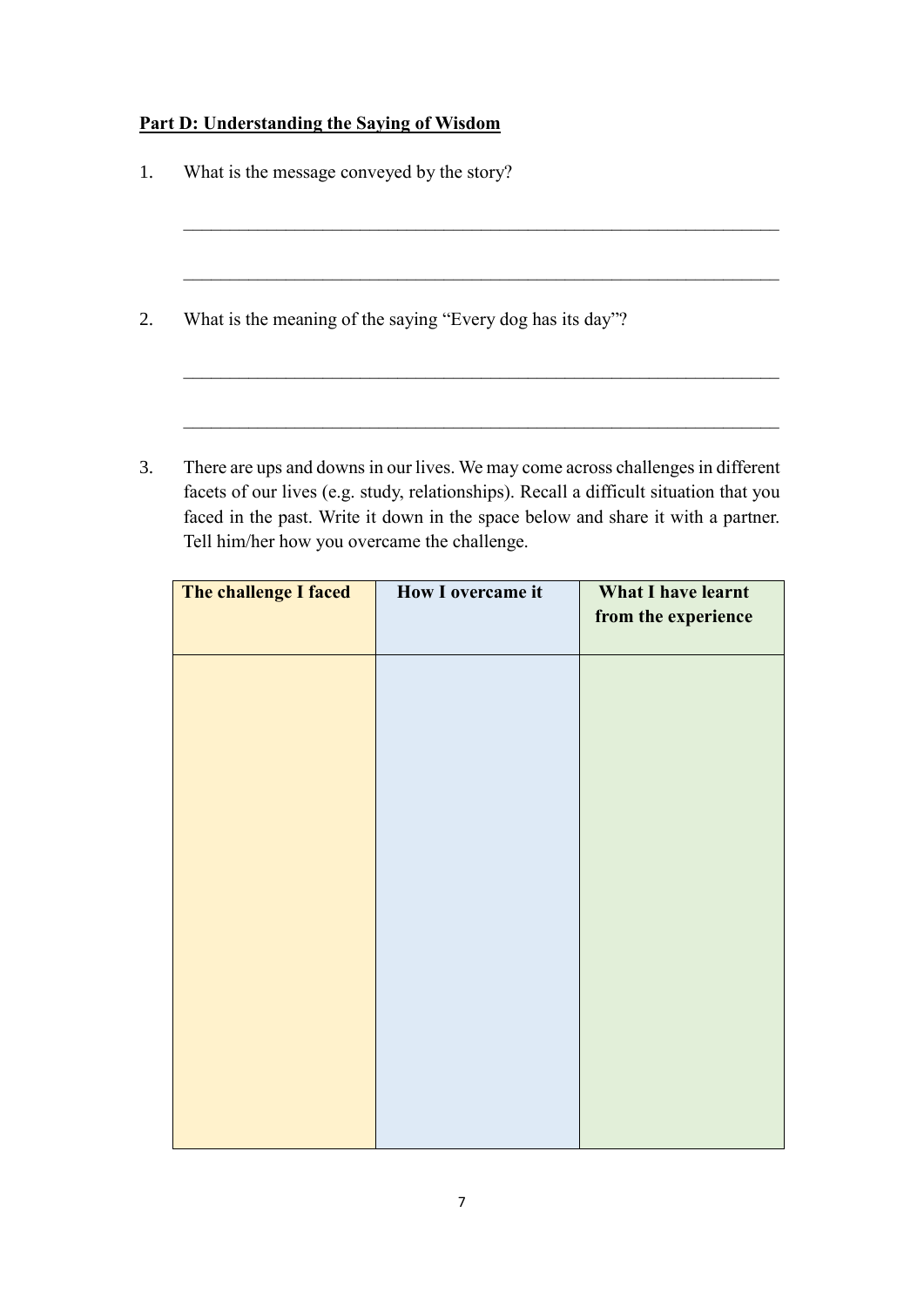**Part D: Understanding the Saying of Wisdom**

1. What is the message conveyed by the story?

 ______________________________________________________________________

 ______________________________________________________________________

2. What is the meaning of the saying "Every dog has its day"?

 ______________________________________________________________________

 ______________________________________________________________________

3. There are ups and downs in our lives. We may come across challenges in different facets of our lives (e.g. study, relationships). Recall a difficult situation that you faced in the past. Write it down in the space below and share it with a partner. Tell him/her how you overcame the challenge.

| The challenge I faced | How I overcame it | What I have learnt from the experience |
|---|---|---|
| | | |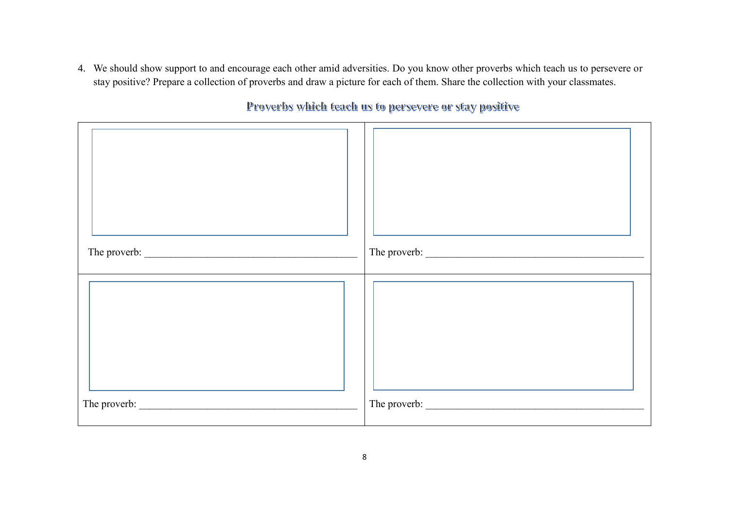4. We should show support to and encourage each other amid adversities. Do you know other proverbs which teach us to persevere or stay positive? Prepare a collection of proverbs and draw a picture for each of them. Share the collection with your classmates.

## Proverbs which teach us to persevere or stay positive

| | |
|---|---|
| The proverb: ________________________________________ | The proverb: ________________________________________ |
| The proverb: ________________________________________ | The proverb: ________________________________________ |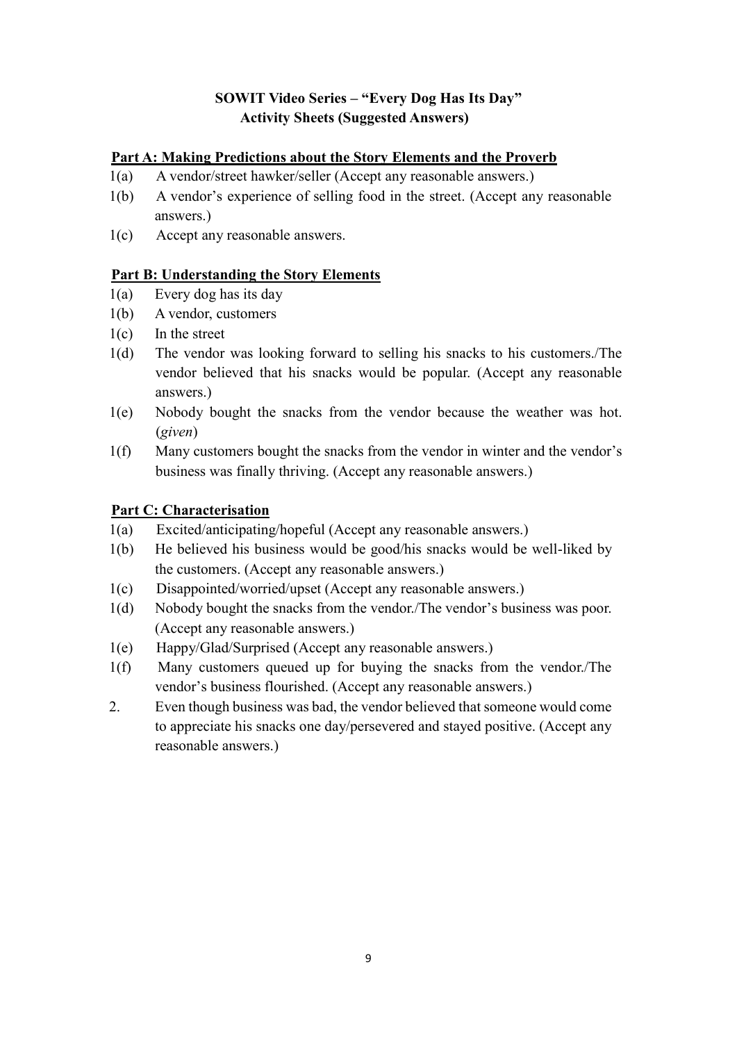# SOWIT Video Series – "Every Dog Has Its Day"
## Activity Sheets (Suggested Answers)

**Part A: Making Predictions about the Story Elements and the Proverb**

1(a) A vendor/street hawker/seller (Accept any reasonable answers.)

1(b) A vendor's experience of selling food in the street. (Accept any reasonable answers.)

1(c) Accept any reasonable answers.

**Part B: Understanding the Story Elements**

1(a) Every dog has its day

1(b) A vendor, customers

1(c) In the street

1(d) The vendor was looking forward to selling his snacks to his customers./The vendor believed that his snacks would be popular. (Accept any reasonable answers.)

1(e) Nobody bought the snacks from the vendor because the weather was hot. (*given*)

1(f) Many customers bought the snacks from the vendor in winter and the vendor's business was finally thriving. (Accept any reasonable answers.)

**Part C: Characterisation**

1(a) Excited/anticipating/hopeful (Accept any reasonable answers.)

1(b) He believed his business would be good/his snacks would be well-liked by the customers. (Accept any reasonable answers.)

1(c) Disappointed/worried/upset (Accept any reasonable answers.)

1(d) Nobody bought the snacks from the vendor./The vendor's business was poor. (Accept any reasonable answers.)

1(e) Happy/Glad/Surprised (Accept any reasonable answers.)

1(f) Many customers queued up for buying the snacks from the vendor./The vendor's business flourished. (Accept any reasonable answers.)

2. Even though business was bad, the vendor believed that someone would come to appreciate his snacks one day/persevered and stayed positive. (Accept any reasonable answers.)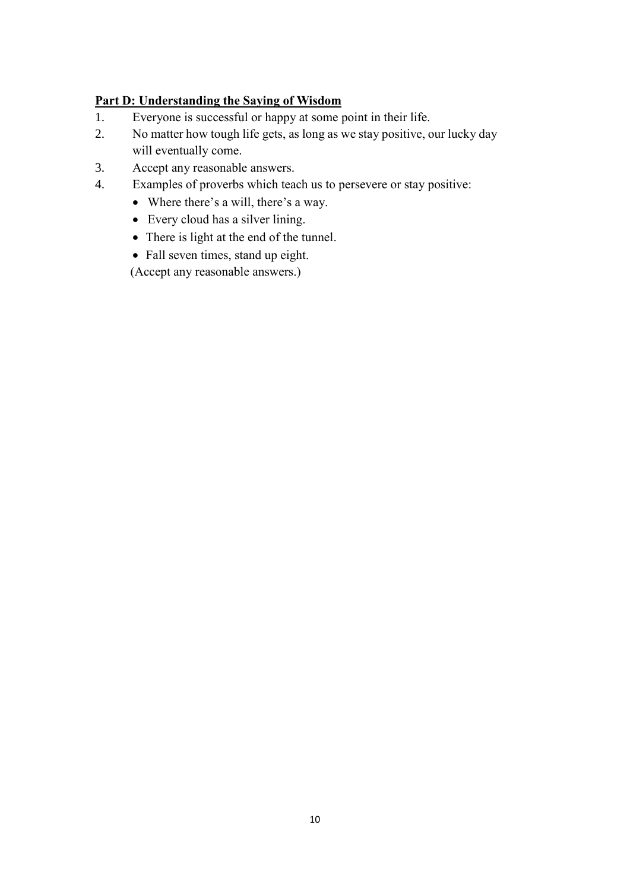**Part D: Understanding the Saying of Wisdom**

1. Everyone is successful or happy at some point in their life.
2. No matter how tough life gets, as long as we stay positive, our lucky day will eventually come.
3. Accept any reasonable answers.
4. Examples of proverbs which teach us to persevere or stay positive:
   - Where there's a will, there's a way.
   - Every cloud has a silver lining.
   - There is light at the end of the tunnel.
   - Fall seven times, stand up eight.

   (Accept any reasonable answers.)